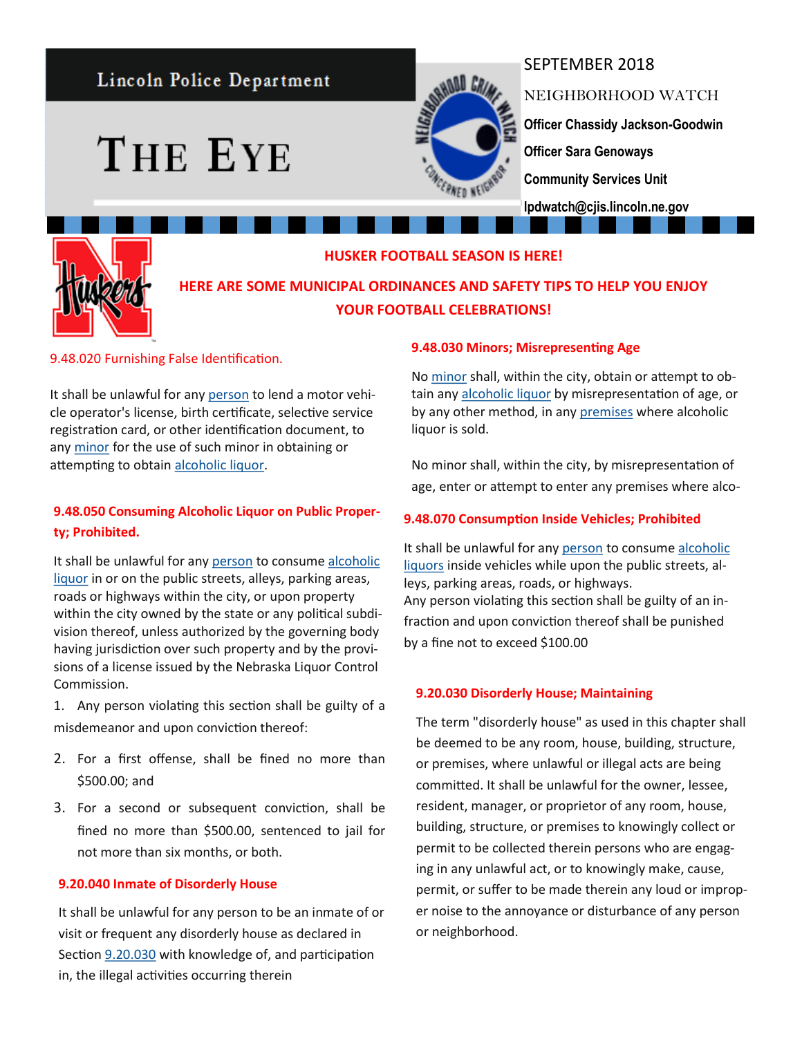Lincoln Police Department

# THE EYE

SEPTEMBER 2018

NEIGHBORHOOD WATCH

**Officer Chassidy Jackson-Goodwin**

**Officer Sara Genoways**

**Community Services Unit**

**lpdwatch@cjis.lincoln.ne.gov**

## HUSKER FOOTBALL SEASON IS HERE!

## HERE ARE SOME MUNICIPAL ORDINANCES AND SAFETY TIPS TO HELP YOU ENJOY YOUR FOOTBALL CELEBRATIONS!

### 9.48.020 Furnishing False Identification.

It shall be unlawful for any person to lend a motor vehicle operator's license, birth certificate, selective service registration card, or other identification document, to any minor for the use of such minor in obtaining or attempting to obtain alcoholic liquor.

### 9.48.050 Consuming Alcoholic Liquor on Public Property; Prohibited.

It shall be unlawful for any person to consume alcoholic liquor in or on the public streets, alleys, parking areas, roads or highways within the city, or upon property within the city owned by the state or any political subdivision thereof, unless authorized by the governing body having jurisdiction over such property and by the provisions of a license issued by the Nebraska Liquor Control Commission.

1. Any person violating this section shall be guilty of a misdemeanor and upon conviction thereof:
2. For a first offense, shall be fined no more than $500.00; and
3. For a second or subsequent conviction, shall be fined no more than $500.00, sentenced to jail for not more than six months, or both.

### 9.20.040 Inmate of Disorderly House

It shall be unlawful for any person to be an inmate of or visit or frequent any disorderly house as declared in Section 9.20.030 with knowledge of, and participation in, the illegal activities occurring therein

### 9.48.030 Minors; Misrepresenting Age

No minor shall, within the city, obtain or attempt to obtain any alcoholic liquor by misrepresentation of age, or by any other method, in any premises where alcoholic liquor is sold.

No minor shall, within the city, by misrepresentation of age, enter or attempt to enter any premises where alco-

### 9.48.070 Consumption Inside Vehicles; Prohibited

It shall be unlawful for any person to consume alcoholic liquors inside vehicles while upon the public streets, alleys, parking areas, roads, or highways.
Any person violating this section shall be guilty of an infraction and upon conviction thereof shall be punished by a fine not to exceed $100.00

### 9.20.030 Disorderly House; Maintaining

The term "disorderly house" as used in this chapter shall be deemed to be any room, house, building, structure, or premises, where unlawful or illegal acts are being committed. It shall be unlawful for the owner, lessee, resident, manager, or proprietor of any room, house, building, structure, or premises to knowingly collect or permit to be collected therein persons who are engaging in any unlawful act, or to knowingly make, cause, permit, or suffer to be made therein any loud or improper noise to the annoyance or disturbance of any person or neighborhood.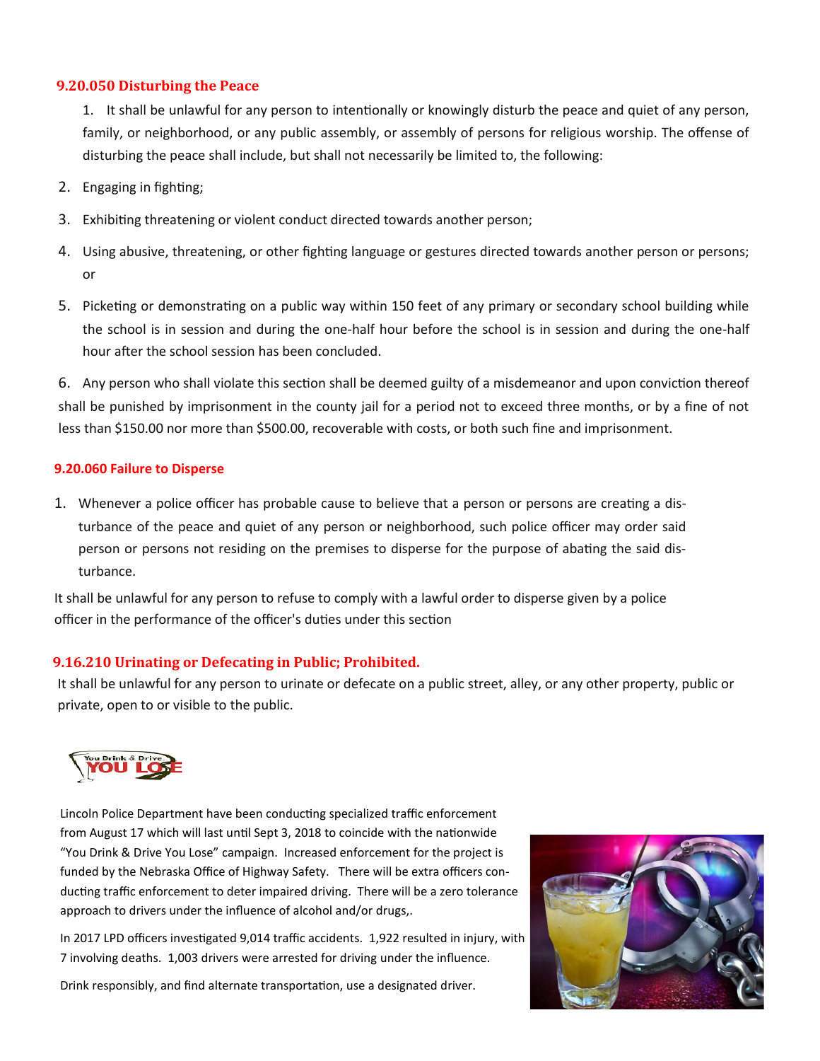## 9.20.050 Disturbing the Peace

1. It shall be unlawful for any person to intentionally or knowingly disturb the peace and quiet of any person, family, or neighborhood, or any public assembly, or assembly of persons for religious worship. The offense of disturbing the peace shall include, but shall not necessarily be limited to, the following:

2. Engaging in fighting;

3. Exhibiting threatening or violent conduct directed towards another person;

4. Using abusive, threatening, or other fighting language or gestures directed towards another person or persons; or

5. Picketing or demonstrating on a public way within 150 feet of any primary or secondary school building while the school is in session and during the one-half hour before the school is in session and during the one-half hour after the school session has been concluded.

6. Any person who shall violate this section shall be deemed guilty of a misdemeanor and upon conviction thereof shall be punished by imprisonment in the county jail for a period not to exceed three months, or by a fine of not less than $150.00 nor more than $500.00, recoverable with costs, or both such fine and imprisonment.

## 9.20.060 Failure to Disperse

1. Whenever a police officer has probable cause to believe that a person or persons are creating a disturbance of the peace and quiet of any person or neighborhood, such police officer may order said person or persons not residing on the premises to disperse for the purpose of abating the said disturbance.

It shall be unlawful for any person to refuse to comply with a lawful order to disperse given by a police officer in the performance of the officer's duties under this section

## 9.16.210 Urinating or Defecating in Public; Prohibited.

It shall be unlawful for any person to urinate or defecate on a public street, alley, or any other property, public or private, open to or visible to the public.

You Drink & Drive YOU LOSE

Lincoln Police Department have been conducting specialized traffic enforcement from August 17 which will last until Sept 3, 2018 to coincide with the nationwide "You Drink & Drive You Lose" campaign. Increased enforcement for the project is funded by the Nebraska Office of Highway Safety. There will be extra officers conducting traffic enforcement to deter impaired driving. There will be a zero tolerance approach to drivers under the influence of alcohol and/or drugs,.

In 2017 LPD officers investigated 9,014 traffic accidents. 1,922 resulted in injury, with 7 involving deaths. 1,003 drivers were arrested for driving under the influence.

Drink responsibly, and find alternate transportation, use a designated driver.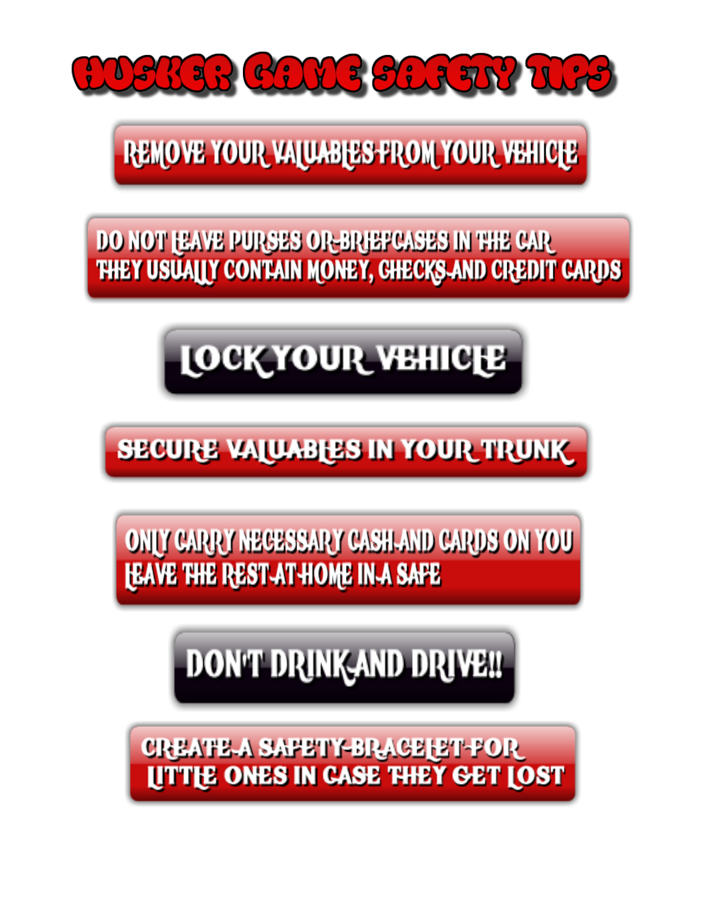# HUSKER GAME SAFETY TIPS

REMOVE YOUR VALUABLES FROM YOUR VEHICLE

DO NOT LEAVE PURSES OR BRIEFCASES IN THE CAR
THEY USUALLY CONTAIN MONEY, CHECKS AND CREDIT CARDS

LOCK YOUR VEHICLE

SECURE VALUABLES IN YOUR TRUNK

ONLY CARRY NECESSARY CASH AND CARDS ON YOU
LEAVE THE REST AT HOME IN A SAFE

DON'T DRINK AND DRIVE!!

CREATE A SAFETY BRACELET FOR
LITTLE ONES IN CASE THEY GET LOST